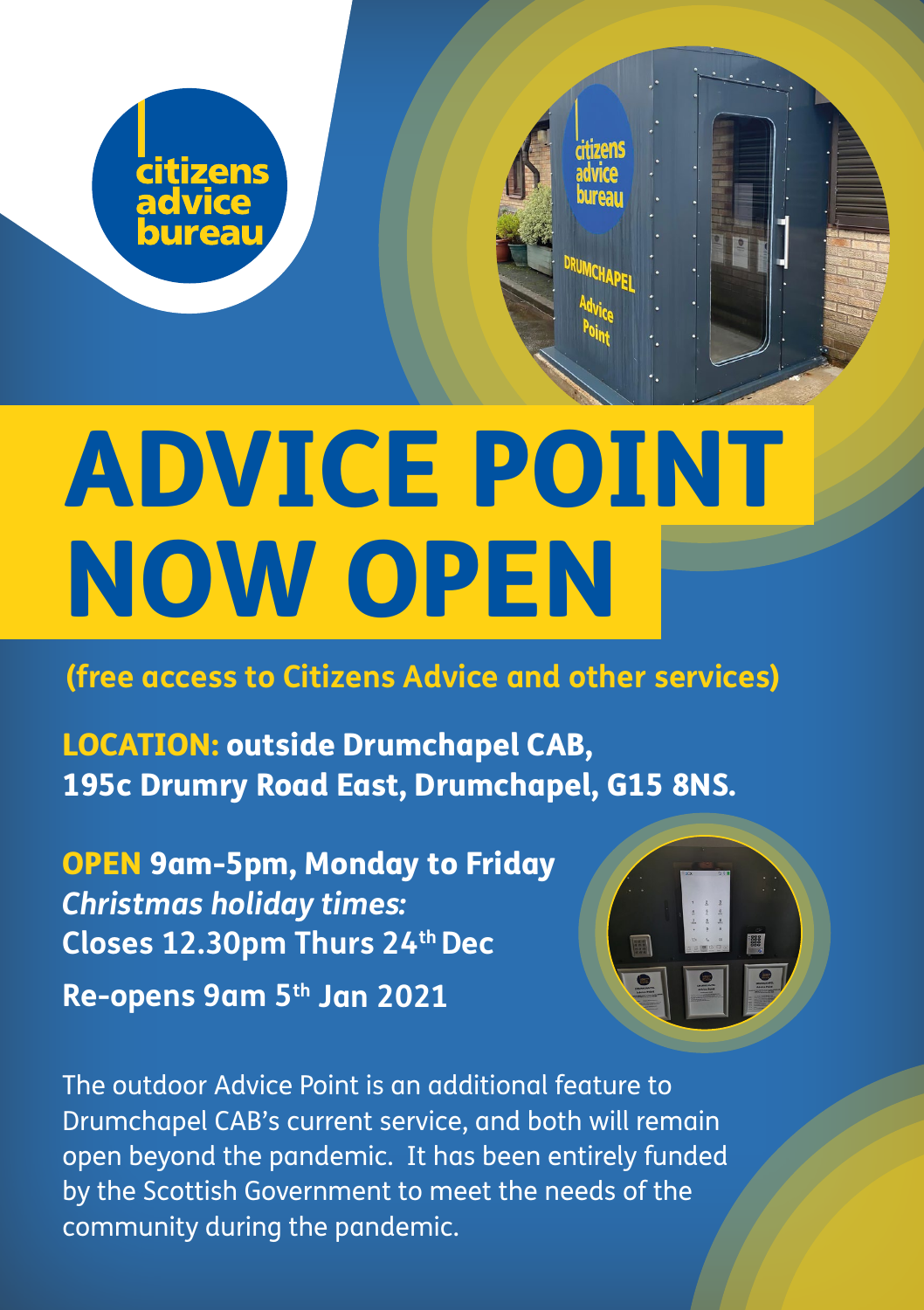citizens advice bureau

# ADVICE POINT NOW OPEN

**(free access to Citizens Advice and other services)**

**LOCATION: outside Drumchapel CAB, 195c Drumry Road East, Drumchapel, G15 8NS.**

**OPEN 9am-5pm, Monday to Friday**
***Christmas holiday times:***
**Closes 12.30pm Thurs 24th Dec**

**Re-opens 9am 5th Jan 2021**

The outdoor Advice Point is an additional feature to Drumchapel CAB's current service, and both will remain open beyond the pandemic. It has been entirely funded by the Scottish Government to meet the needs of the community during the pandemic.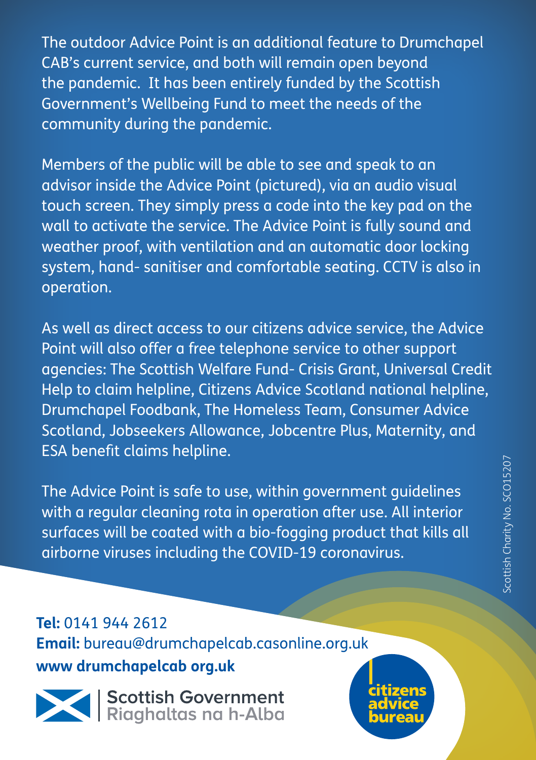The outdoor Advice Point is an additional feature to Drumchapel CAB's current service, and both will remain open beyond the pandemic. It has been entirely funded by the Scottish Government's Wellbeing Fund to meet the needs of the community during the pandemic.

Members of the public will be able to see and speak to an advisor inside the Advice Point (pictured), via an audio visual touch screen. They simply press a code into the key pad on the wall to activate the service. The Advice Point is fully sound and weather proof, with ventilation and an automatic door locking system, hand- sanitiser and comfortable seating. CCTV is also in operation.

As well as direct access to our citizens advice service, the Advice Point will also offer a free telephone service to other support agencies: The Scottish Welfare Fund- Crisis Grant, Universal Credit Help to claim helpline, Citizens Advice Scotland national helpline, Drumchapel Foodbank, The Homeless Team, Consumer Advice Scotland, Jobseekers Allowance, Jobcentre Plus, Maternity, and ESA benefit claims helpline.

The Advice Point is safe to use, within government guidelines with a regular cleaning rota in operation after use. All interior surfaces will be coated with a bio-fogging product that kills all airborne viruses including the COVID-19 coronavirus.

Scottish Charity No. SCO15207

**Tel:** 0141 944 2612
**Email:** bureau@drumchapelcab.casonline.org.uk
**www drumchapelcab org.uk**

Scottish Government
Riaghaltas na h-Alba

citizens advice bureau